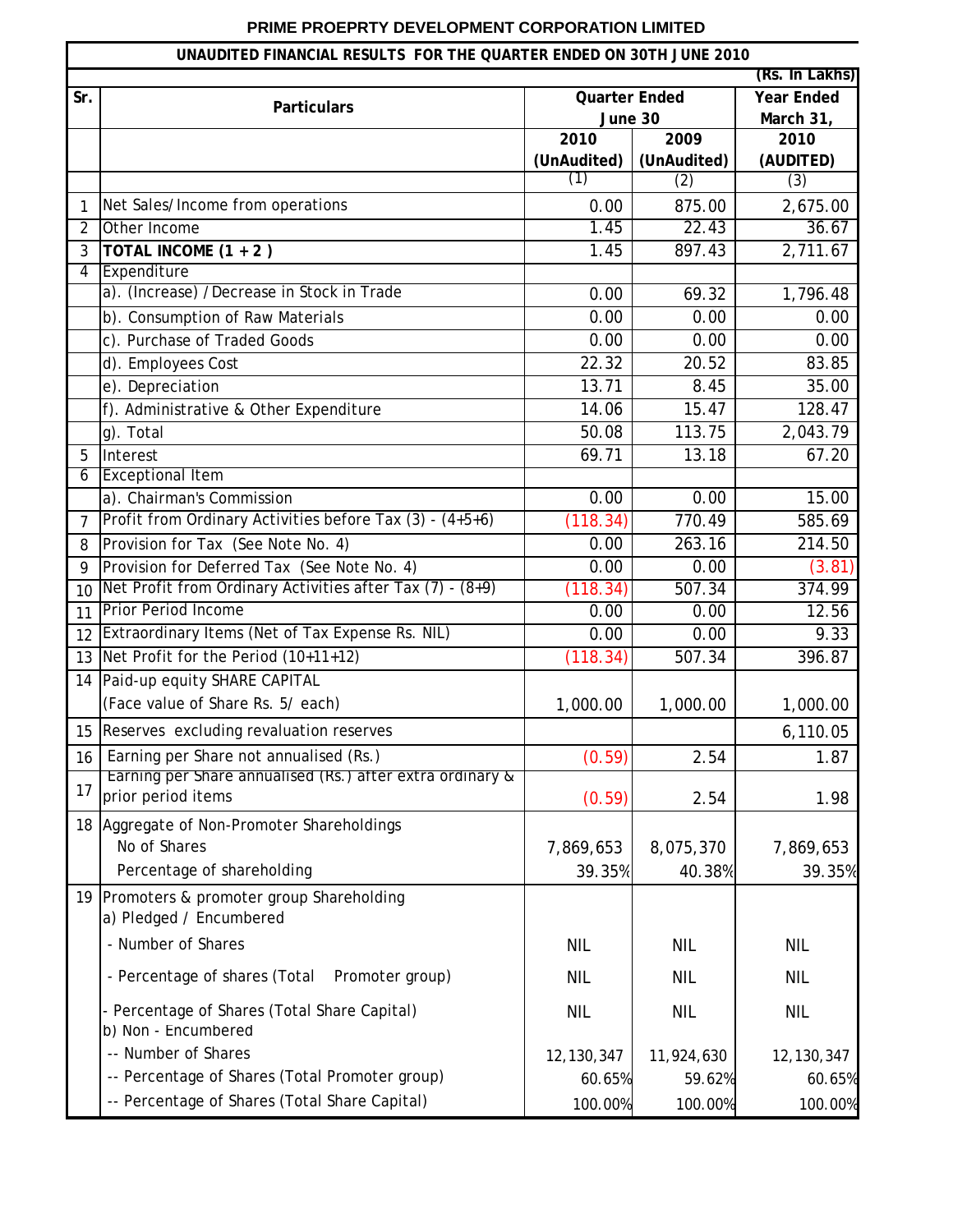# PRIME PROEPRTY DEVELOPMENT CORPORATION LIMITED

## UNAUDITED FINANCIAL RESULTS FOR THE QUARTER ENDED ON 30TH JUNE 2010

(Rs. In Lakhs)

| Sr. | Particulars | Quarter Ended June 30 | | Year Ended March 31, |
|---|---|---|---|---|
| | | 2010 (UnAudited) | 2009 (UnAudited) | 2010 (AUDITED) |
| | | (1) | (2) | (3) |
| 1 | Net Sales/Income from operations | 0.00 | 875.00 | 2,675.00 |
| 2 | Other Income | 1.45 | 22.43 | 36.67 |
| 3 | **TOTAL INCOME (1 + 2 )** | 1.45 | 897.43 | 2,711.67 |
| 4 | Expenditure | | | |
| | a). (Increase) /Decrease in Stock in Trade | 0.00 | 69.32 | 1,796.48 |
| | b). Consumption of Raw Materials | 0.00 | 0.00 | 0.00 |
| | c). Purchase of Traded Goods | 0.00 | 0.00 | 0.00 |
| | d). Employees Cost | 22.32 | 20.52 | 83.85 |
| | e). Depreciation | 13.71 | 8.45 | 35.00 |
| | f). Administrative & Other Expenditure | 14.06 | 15.47 | 128.47 |
| | g). Total | 50.08 | 113.75 | 2,043.79 |
| 5 | Interest | 69.71 | 13.18 | 67.20 |
| 6 | Exceptional Item | | | |
| | a). Chairman's Commission | 0.00 | 0.00 | 15.00 |
| 7 | Profit from Ordinary Activities before Tax (3) - (4+5+6) | (118.34) | 770.49 | 585.69 |
| 8 | Provision for Tax (See Note No. 4) | 0.00 | 263.16 | 214.50 |
| 9 | Provision for Deferred Tax (See Note No. 4) | 0.00 | 0.00 | (3.81) |
| 10 | Net Profit from Ordinary Activities after Tax (7) - (8+9) | (118.34) | 507.34 | 374.99 |
| 11 | Prior Period Income | 0.00 | 0.00 | 12.56 |
| 12 | Extraordinary Items (Net of Tax Expense Rs. NIL) | 0.00 | 0.00 | 9.33 |
| 13 | Net Profit for the Period (10+11+12) | (118.34) | 507.34 | 396.87 |
| 14 | Paid-up equity SHARE CAPITAL (Face value of Share Rs. 5/ each) | 1,000.00 | 1,000.00 | 1,000.00 |
| 15 | Reserves excluding revaluation reserves | | | 6,110.05 |
| 16 | Earning per Share not annualised (Rs.) | (0.59) | 2.54 | 1.87 |
| 17 | Earning per Share annualised (Rs.) after extra ordinary & prior period items | (0.59) | 2.54 | 1.98 |
| 18 | Aggregate of Non-Promoter Shareholdings | | | |
| | No of Shares | 7,869,653 | 8,075,370 | 7,869,653 |
| | Percentage of shareholding | 39.35% | 40.38% | 39.35% |
| 19 | Promoters & promoter group Shareholding | | | |
| | a) Pledged / Encumbered | | | |
| | - Number of Shares | NIL | NIL | NIL |
| | - Percentage of shares (Total Promoter group) | NIL | NIL | NIL |
| | - Percentage of Shares (Total Share Capital) | NIL | NIL | NIL |
| | b) Non - Encumbered | | | |
| | -- Number of Shares | 12,130,347 | 11,924,630 | 12,130,347 |
| | -- Percentage of Shares (Total Promoter group) | 60.65% | 59.62% | 60.65% |
| | -- Percentage of Shares (Total Share Capital) | 100.00% | 100.00% | 100.00% |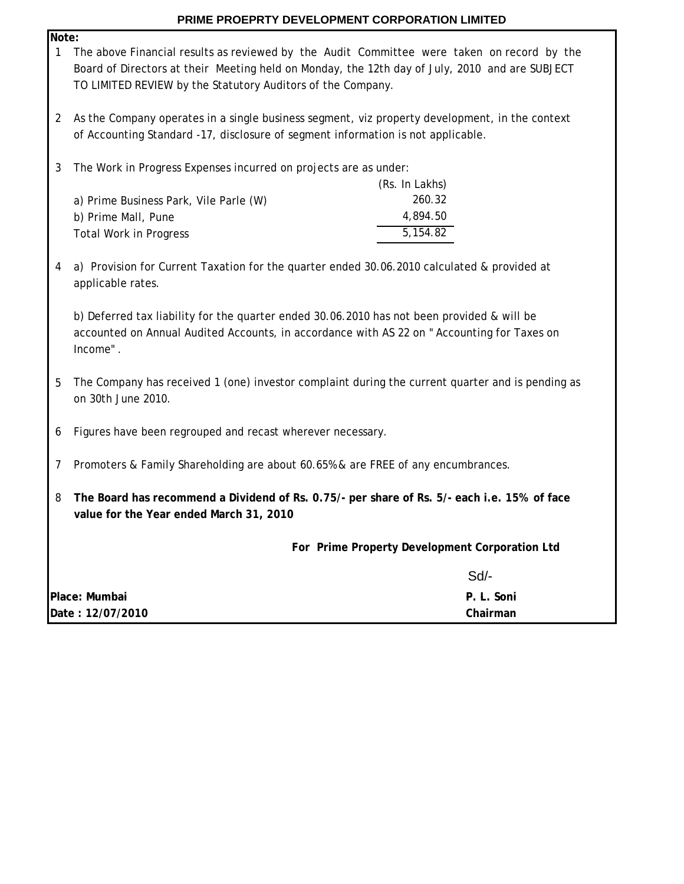**PRIME PROEPRTY DEVELOPMENT CORPORATION LIMITED**

**Note:**

1. The above Financial results as reviewed by the Audit Committee were taken on record by the Board of Directors at their Meeting held on Monday, the 12th day of July, 2010 and are SUBJECT TO LIMITED REVIEW by the Statutory Auditors of the Company.

2. As the Company operates in a single business segment, viz property development, in the context of Accounting Standard -17, disclosure of segment information is not applicable.

3. The Work in Progress Expenses incurred on projects are as under:

| | (Rs. In Lakhs) |
|---|---|
| a) Prime Business Park, Vile Parle (W) | 260.32 |
| b) Prime Mall, Pune | 4,894.50 |
| Total Work in Progress | 5,154.82 |

4. a) Provision for Current Taxation for the quarter ended 30.06.2010 calculated & provided at applicable rates.

   b) Deferred tax liability for the quarter ended 30.06.2010 has not been provided & will be accounted on Annual Audited Accounts, in accordance with AS 22 on " Accounting for Taxes on Income" .

5. The Company has received 1 (one) investor complaint during the current quarter and is pending as on 30th June 2010.

6. Figures have been regrouped and recast wherever necessary.

7. Promoters & Family Shareholding are about 60.65% & are FREE of any encumbrances.

8. **The Board has recommend a Dividend of Rs. 0.75/- per share of Rs. 5/- each i.e. 15% of face value for the Year ended March 31, 2010**

**For Prime Property Development Corporation Ltd**

Sd/-

**P. L. Soni**
**Chairman**

**Place: Mumbai**
**Date : 12/07/2010**